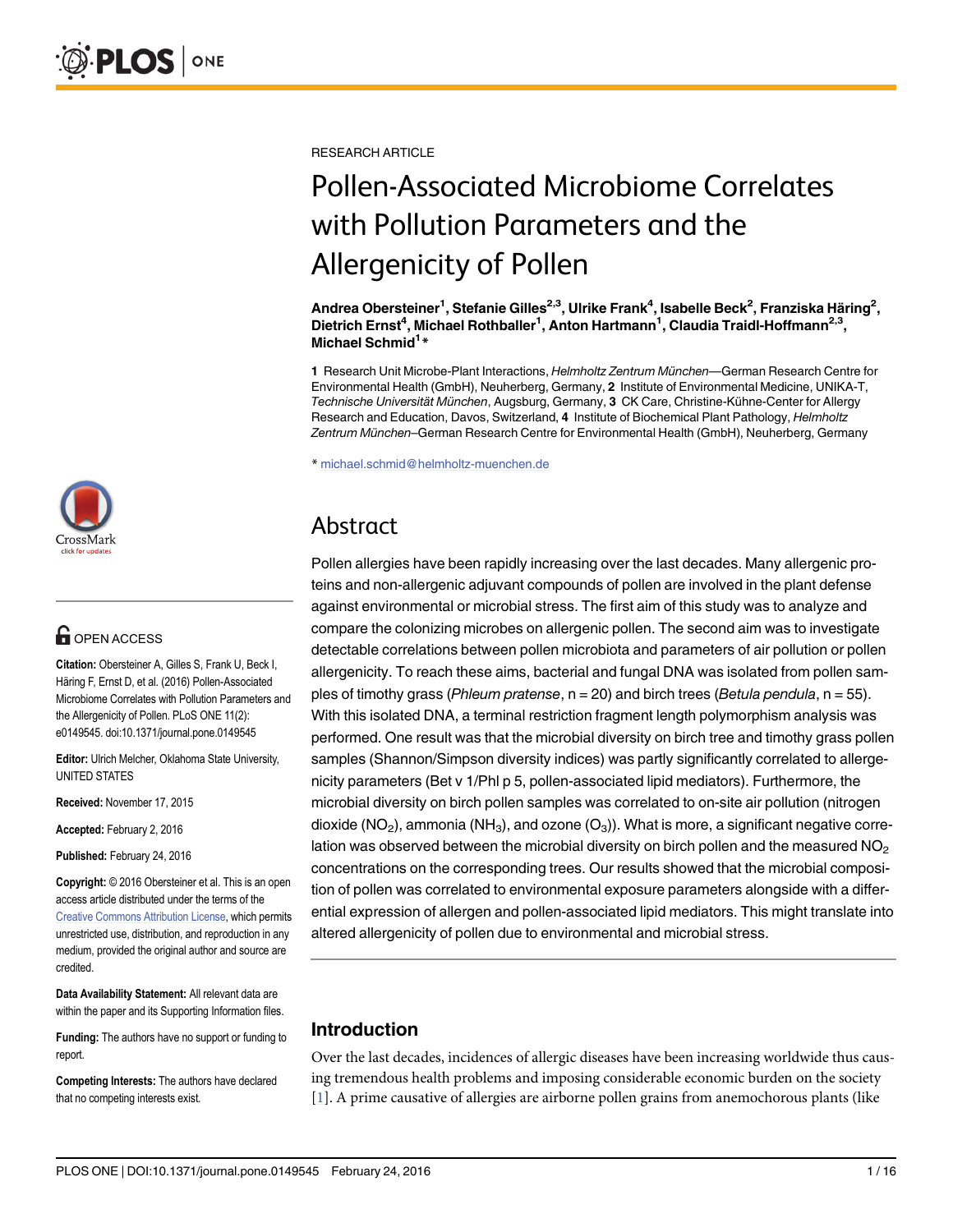RESEARCH ARTICLE

# Pollen-Associated Microbiome Correlates with Pollution Parameters and the Allergenicity of Pollen

**Andrea Obersteiner[1], Stefanie Gilles[2,3], Ulrike Frank[4], Isabelle Beck[2], Franziska Häring[2], Dietrich Ernst[4], Michael Rothballer[1], Anton Hartmann[1], Claudia Traidl-Hoffmann[2,3], Michael Schmid[1]***

**1** Research Unit Microbe-Plant Interactions, *Helmholtz Zentrum München*—German Research Centre for Environmental Health (GmbH), Neuherberg, Germany, **2** Institute of Environmental Medicine, UNIKA-T, *Technische Universität München*, Augsburg, Germany, **3** CK Care, Christine-Kühne-Center for Allergy Research and Education, Davos, Switzerland, **4** Institute of Biochemical Plant Pathology, *Helmholtz Zentrum München*–German Research Centre for Environmental Health (GmbH), Neuherberg, Germany

* michael.schmid@helmholtz-muenchen.de

OPEN ACCESS

**Citation:** Obersteiner A, Gilles S, Frank U, Beck I, Häring F, Ernst D, et al. (2016) Pollen-Associated Microbiome Correlates with Pollution Parameters and the Allergenicity of Pollen. PLoS ONE 11(2): e0149545. doi:10.1371/journal.pone.0149545

**Editor:** Ulrich Melcher, Oklahoma State University, UNITED STATES

**Received:** November 17, 2015

**Accepted:** February 2, 2016

**Published:** February 24, 2016

**Copyright:** © 2016 Obersteiner et al. This is an open access article distributed under the terms of the Creative Commons Attribution License, which permits unrestricted use, distribution, and reproduction in any medium, provided the original author and source are credited.

**Data Availability Statement:** All relevant data are within the paper and its Supporting Information files.

**Funding:** The authors have no support or funding to report.

**Competing Interests:** The authors have declared that no competing interests exist.

## Abstract

Pollen allergies have been rapidly increasing over the last decades. Many allergenic proteins and non-allergenic adjuvant compounds of pollen are involved in the plant defense against environmental or microbial stress. The first aim of this study was to analyze and compare the colonizing microbes on allergenic pollen. The second aim was to investigate detectable correlations between pollen microbiota and parameters of air pollution or pollen allergenicity. To reach these aims, bacterial and fungal DNA was isolated from pollen samples of timothy grass (*Phleum pratense*, n = 20) and birch trees (*Betula pendula*, n = 55). With this isolated DNA, a terminal restriction fragment length polymorphism analysis was performed. One result was that the microbial diversity on birch tree and timothy grass pollen samples (Shannon/Simpson diversity indices) was partly significantly correlated to allergenicity parameters (Bet v 1/Phl p 5, pollen-associated lipid mediators). Furthermore, the microbial diversity on birch pollen samples was correlated to on-site air pollution (nitrogen dioxide ($NO_2$), ammonia ($NH_3$), and ozone ($O_3$)). What is more, a significant negative correlation was observed between the microbial diversity on birch pollen and the measured $NO_2$ concentrations on the corresponding trees. Our results showed that the microbial composition of pollen was correlated to environmental exposure parameters alongside with a differential expression of allergen and pollen-associated lipid mediators. This might translate into altered allergenicity of pollen due to environmental and microbial stress.

## Introduction

Over the last decades, incidences of allergic diseases have been increasing worldwide thus causing tremendous health problems and imposing considerable economic burden on the society [1]. A prime causative of allergies are airborne pollen grains from anemochorous plants (like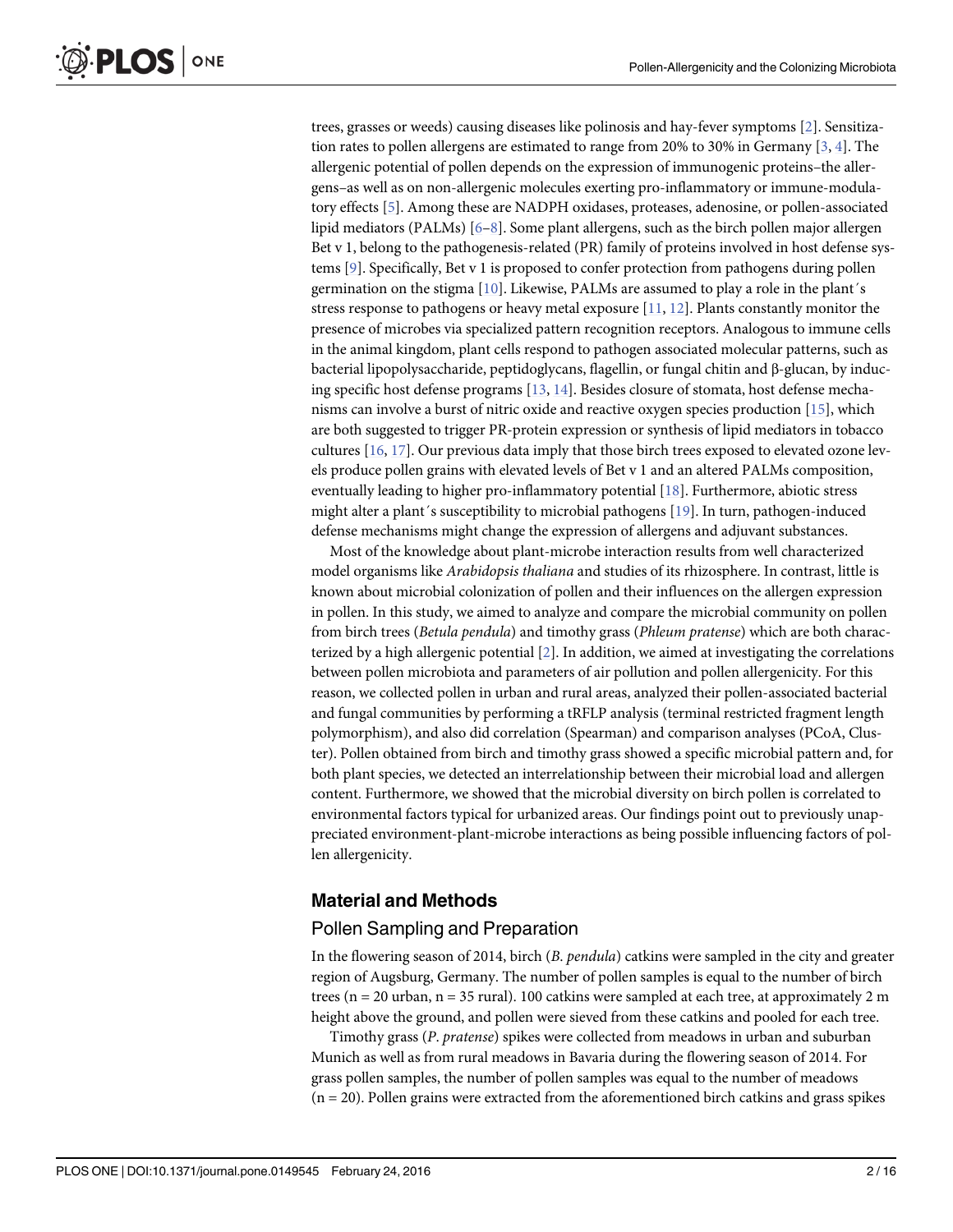trees, grasses or weeds) causing diseases like polinosis and hay-fever symptoms [2]. Sensitization rates to pollen allergens are estimated to range from 20% to 30% in Germany [3, 4]. The allergenic potential of pollen depends on the expression of immunogenic proteins–the allergens–as well as on non-allergenic molecules exerting pro-inflammatory or immune-modulatory effects [5]. Among these are NADPH oxidases, proteases, adenosine, or pollen-associated lipid mediators (PALMs) [6–8]. Some plant allergens, such as the birch pollen major allergen Bet v 1, belong to the pathogenesis-related (PR) family of proteins involved in host defense systems [9]. Specifically, Bet v 1 is proposed to confer protection from pathogens during pollen germination on the stigma [10]. Likewise, PALMs are assumed to play a role in the plant´s stress response to pathogens or heavy metal exposure [11, 12]. Plants constantly monitor the presence of microbes via specialized pattern recognition receptors. Analogous to immune cells in the animal kingdom, plant cells respond to pathogen associated molecular patterns, such as bacterial lipopolysaccharide, peptidoglycans, flagellin, or fungal chitin and β-glucan, by inducing specific host defense programs [13, 14]. Besides closure of stomata, host defense mechanisms can involve a burst of nitric oxide and reactive oxygen species production [15], which are both suggested to trigger PR-protein expression or synthesis of lipid mediators in tobacco cultures [16, 17]. Our previous data imply that those birch trees exposed to elevated ozone levels produce pollen grains with elevated levels of Bet v 1 and an altered PALMs composition, eventually leading to higher pro-inflammatory potential [18]. Furthermore, abiotic stress might alter a plant´s susceptibility to microbial pathogens [19]. In turn, pathogen-induced defense mechanisms might change the expression of allergens and adjuvant substances.

Most of the knowledge about plant-microbe interaction results from well characterized model organisms like *Arabidopsis thaliana* and studies of its rhizosphere. In contrast, little is known about microbial colonization of pollen and their influences on the allergen expression in pollen. In this study, we aimed to analyze and compare the microbial community on pollen from birch trees (*Betula pendula*) and timothy grass (*Phleum pratense*) which are both characterized by a high allergenic potential [2]. In addition, we aimed at investigating the correlations between pollen microbiota and parameters of air pollution and pollen allergenicity. For this reason, we collected pollen in urban and rural areas, analyzed their pollen-associated bacterial and fungal communities by performing a tRFLP analysis (terminal restricted fragment length polymorphism), and also did correlation (Spearman) and comparison analyses (PCoA, Cluster). Pollen obtained from birch and timothy grass showed a specific microbial pattern and, for both plant species, we detected an interrelationship between their microbial load and allergen content. Furthermore, we showed that the microbial diversity on birch pollen is correlated to environmental factors typical for urbanized areas. Our findings point out to previously unappreciated environment-plant-microbe interactions as being possible influencing factors of pollen allergenicity.

## Material and Methods

### Pollen Sampling and Preparation

In the flowering season of 2014, birch (*B. pendula*) catkins were sampled in the city and greater region of Augsburg, Germany. The number of pollen samples is equal to the number of birch trees (n = 20 urban, n = 35 rural). 100 catkins were sampled at each tree, at approximately 2 m height above the ground, and pollen were sieved from these catkins and pooled for each tree.

Timothy grass (*P. pratense*) spikes were collected from meadows in urban and suburban Munich as well as from rural meadows in Bavaria during the flowering season of 2014. For grass pollen samples, the number of pollen samples was equal to the number of meadows (n = 20). Pollen grains were extracted from the aforementioned birch catkins and grass spikes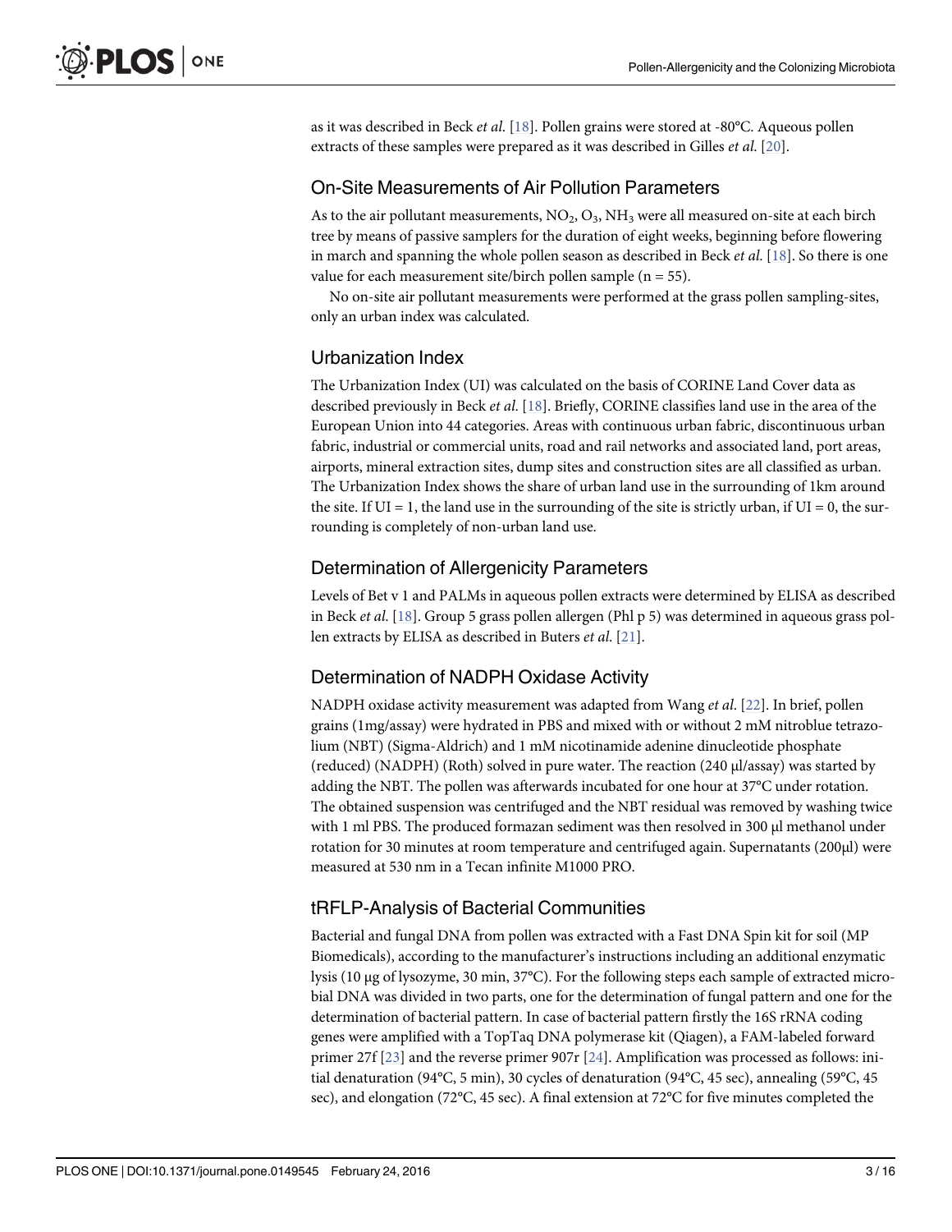as it was described in Beck *et al.* [18]. Pollen grains were stored at -80°C. Aqueous pollen extracts of these samples were prepared as it was described in Gilles *et al.* [20].

## On-Site Measurements of Air Pollution Parameters

As to the air pollutant measurements, $NO_2$, $O_3$, $NH_3$ were all measured on-site at each birch tree by means of passive samplers for the duration of eight weeks, beginning before flowering in march and spanning the whole pollen season as described in Beck *et al.* [18]. So there is one value for each measurement site/birch pollen sample (n = 55).

No on-site air pollutant measurements were performed at the grass pollen sampling-sites, only an urban index was calculated.

## Urbanization Index

The Urbanization Index (UI) was calculated on the basis of CORINE Land Cover data as described previously in Beck *et al.* [18]. Briefly, CORINE classifies land use in the area of the European Union into 44 categories. Areas with continuous urban fabric, discontinuous urban fabric, industrial or commercial units, road and rail networks and associated land, port areas, airports, mineral extraction sites, dump sites and construction sites are all classified as urban. The Urbanization Index shows the share of urban land use in the surrounding of 1km around the site. If UI = 1, the land use in the surrounding of the site is strictly urban, if UI = 0, the surrounding is completely of non-urban land use.

## Determination of Allergenicity Parameters

Levels of Bet v 1 and PALMs in aqueous pollen extracts were determined by ELISA as described in Beck *et al.* [18]. Group 5 grass pollen allergen (Phl p 5) was determined in aqueous grass pollen extracts by ELISA as described in Buters *et al.* [21].

## Determination of NADPH Oxidase Activity

NADPH oxidase activity measurement was adapted from Wang *et al.* [22]. In brief, pollen grains (1mg/assay) were hydrated in PBS and mixed with or without 2 mM nitroblue tetrazolium (NBT) (Sigma-Aldrich) and 1 mM nicotinamide adenine dinucleotide phosphate (reduced) (NADPH) (Roth) solved in pure water. The reaction (240 μl/assay) was started by adding the NBT. The pollen was afterwards incubated for one hour at 37°C under rotation. The obtained suspension was centrifuged and the NBT residual was removed by washing twice with 1 ml PBS. The produced formazan sediment was then resolved in 300 μl methanol under rotation for 30 minutes at room temperature and centrifuged again. Supernatants (200μl) were measured at 530 nm in a Tecan infinite M1000 PRO.

## tRFLP-Analysis of Bacterial Communities

Bacterial and fungal DNA from pollen was extracted with a Fast DNA Spin kit for soil (MP Biomedicals), according to the manufacturer's instructions including an additional enzymatic lysis (10 μg of lysozyme, 30 min, 37°C). For the following steps each sample of extracted microbial DNA was divided in two parts, one for the determination of fungal pattern and one for the determination of bacterial pattern. In case of bacterial pattern firstly the 16S rRNA coding genes were amplified with a TopTaq DNA polymerase kit (Qiagen), a FAM-labeled forward primer 27f [23] and the reverse primer 907r [24]. Amplification was processed as follows: initial denaturation (94°C, 5 min), 30 cycles of denaturation (94°C, 45 sec), annealing (59°C, 45 sec), and elongation (72°C, 45 sec). A final extension at 72°C for five minutes completed the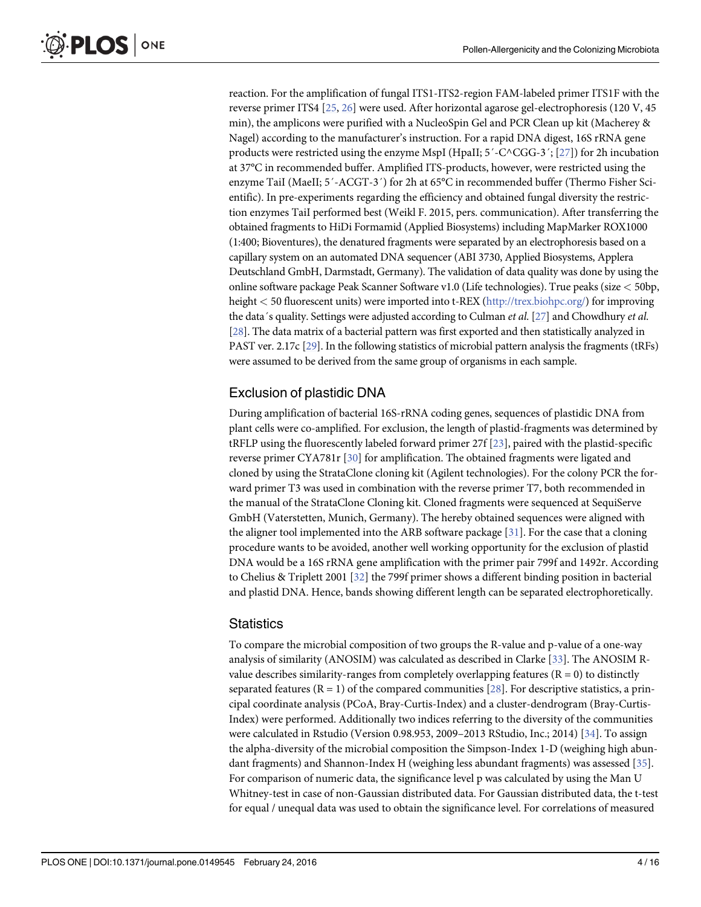reaction. For the amplification of fungal ITS1-ITS2-region FAM-labeled primer ITS1F with the reverse primer ITS4 [25, 26] were used. After horizontal agarose gel-electrophoresis (120 V, 45 min), the amplicons were purified with a NucleoSpin Gel and PCR Clean up kit (Macherey & Nagel) according to the manufacturer's instruction. For a rapid DNA digest, 16S rRNA gene products were restricted using the enzyme MspI (HpaII; 5´-C^CGG-3´; [27]) for 2h incubation at 37°C in recommended buffer. Amplified ITS-products, however, were restricted using the enzyme TaiI (MaeII; 5´-ACGT-3´) for 2h at 65°C in recommended buffer (Thermo Fisher Scientific). In pre-experiments regarding the efficiency and obtained fungal diversity the restriction enzymes TaiI performed best (Weikl F. 2015, pers. communication). After transferring the obtained fragments to HiDi Formamid (Applied Biosystems) including MapMarker ROX1000 (1:400; Bioventures), the denatured fragments were separated by an electrophoresis based on a capillary system on an automated DNA sequencer (ABI 3730, Applied Biosystems, Applera Deutschland GmbH, Darmstadt, Germany). The validation of data quality was done by using the online software package Peak Scanner Software v1.0 (Life technologies). True peaks (size < 50bp, height < 50 fluorescent units) were imported into t-REX (http://trex.biohpc.org/) for improving the data´s quality. Settings were adjusted according to Culman *et al.* [27] and Chowdhury *et al.* [28]. The data matrix of a bacterial pattern was first exported and then statistically analyzed in PAST ver. 2.17c [29]. In the following statistics of microbial pattern analysis the fragments (tRFs) were assumed to be derived from the same group of organisms in each sample.

## Exclusion of plastidic DNA

During amplification of bacterial 16S-rRNA coding genes, sequences of plastidic DNA from plant cells were co-amplified. For exclusion, the length of plastid-fragments was determined by tRFLP using the fluorescently labeled forward primer 27f [23], paired with the plastid-specific reverse primer CYA781r [30] for amplification. The obtained fragments were ligated and cloned by using the StrataClone cloning kit (Agilent technologies). For the colony PCR the forward primer T3 was used in combination with the reverse primer T7, both recommended in the manual of the StrataClone Cloning kit. Cloned fragments were sequenced at SequiServe GmbH (Vaterstetten, Munich, Germany). The hereby obtained sequences were aligned with the aligner tool implemented into the ARB software package [31]. For the case that a cloning procedure wants to be avoided, another well working opportunity for the exclusion of plastid DNA would be a 16S rRNA gene amplification with the primer pair 799f and 1492r. According to Chelius & Triplett 2001 [32] the 799f primer shows a different binding position in bacterial and plastid DNA. Hence, bands showing different length can be separated electrophoretically.

## Statistics

To compare the microbial composition of two groups the R-value and p-value of a one-way analysis of similarity (ANOSIM) was calculated as described in Clarke [33]. The ANOSIM R-value describes similarity-ranges from completely overlapping features ($R = 0$) to distinctly separated features ($R = 1$) of the compared communities [28]. For descriptive statistics, a principal coordinate analysis (PCoA, Bray-Curtis-Index) and a cluster-dendrogram (Bray-Curtis-Index) were performed. Additionally two indices referring to the diversity of the communities were calculated in Rstudio (Version 0.98.953, 2009–2013 RStudio, Inc.; 2014) [34]. To assign the alpha-diversity of the microbial composition the Simpson-Index 1-D (weighing high abundant fragments) and Shannon-Index H (weighing less abundant fragments) was assessed [35]. For comparison of numeric data, the significance level p was calculated by using the Man U Whitney-test in case of non-Gaussian distributed data. For Gaussian distributed data, the t-test for equal / unequal data was used to obtain the significance level. For correlations of measured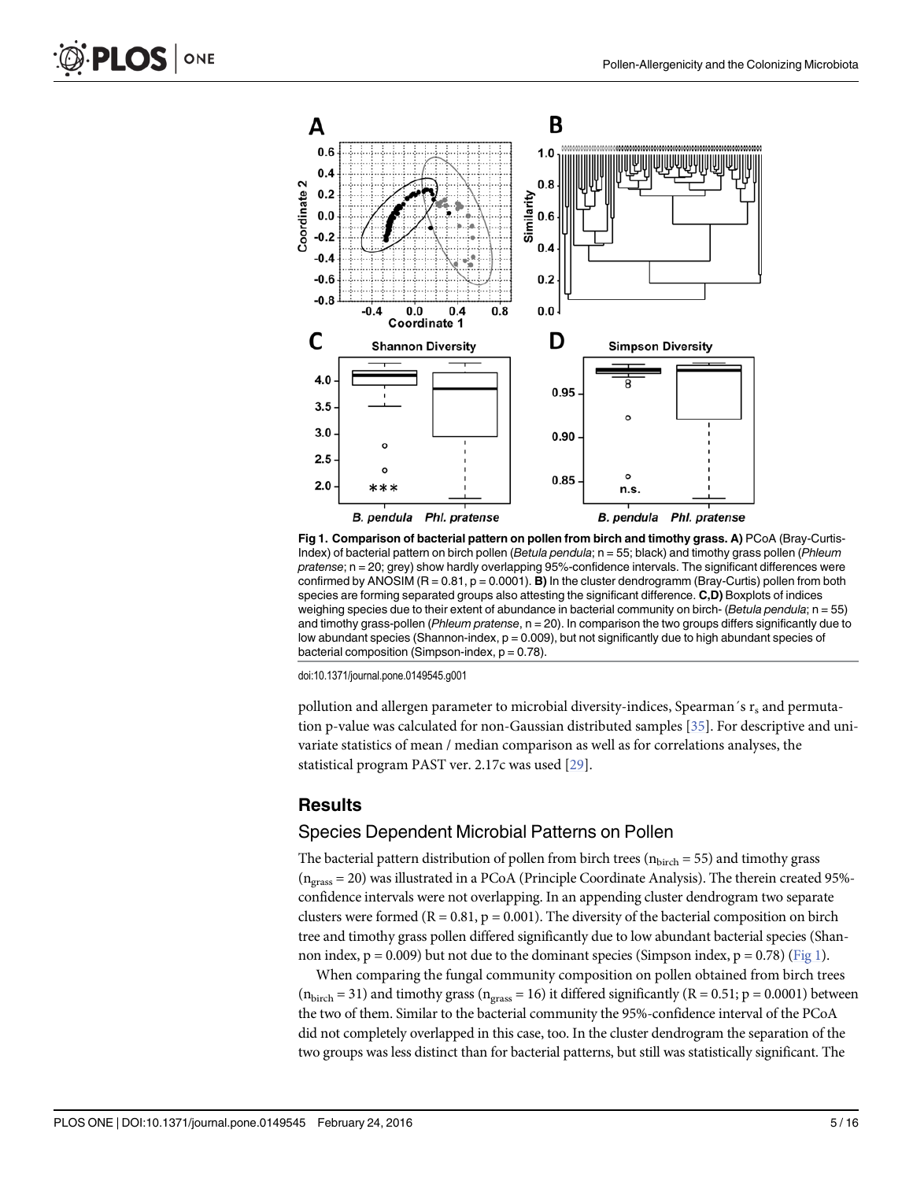Fig 1. Comparison of bacterial pattern on pollen from birch and timothy grass. A) PCoA (Bray-Curtis-Index) of bacterial pattern on birch pollen (*Betula pendula*; n = 55; black) and timothy grass pollen (*Phleum pratense*; n = 20; grey) show hardly overlapping 95%-confidence intervals. The significant differences were confirmed by ANOSIM (R = 0.81, p = 0.0001). **B)** In the cluster dendrogramm (Bray-Curtis) pollen from both species are forming separated groups also attesting the significant difference. **C,D)** Boxplots of indices weighing species due to their extent of abundance in bacterial community on birch- (*Betula pendula*; n = 55) and timothy grass-pollen (*Phleum pratense*, n = 20). In comparison the two groups differs significantly due to low abundant species (Shannon-index, p = 0.009), but not significantly due to high abundant species of bacterial composition (Simpson-index, p = 0.78).

doi:10.1371/journal.pone.0149545.g001

pollution and allergen parameter to microbial diversity-indices, Spearman´s $r_s$ and permutation p-value was calculated for non-Gaussian distributed samples [35]. For descriptive and univariate statistics of mean / median comparison as well as for correlations analyses, the statistical program PAST ver. 2.17c was used [29].

# Results

## Species Dependent Microbial Patterns on Pollen

The bacterial pattern distribution of pollen from birch trees ($n_{birch} = 55$) and timothy grass ($n_{grass} = 20$) was illustrated in a PCoA (Principle Coordinate Analysis). The therein created 95%-confidence intervals were not overlapping. In an appending cluster dendrogram two separate clusters were formed ($R = 0.81$, $p = 0.001$). The diversity of the bacterial composition on birch tree and timothy grass pollen differed significantly due to low abundant bacterial species (Shannon index, $p = 0.009$) but not due to the dominant species (Simpson index, $p = 0.78$) (Fig 1).

When comparing the fungal community composition on pollen obtained from birch trees ($n_{birch} = 31$) and timothy grass ($n_{grass} = 16$) it differed significantly ($R = 0.51$; $p = 0.0001$) between the two of them. Similar to the bacterial community the 95%-confidence interval of the PCoA did not completely overlapped in this case, too. In the cluster dendrogram the separation of the two groups was less distinct than for bacterial patterns, but still was statistically significant. The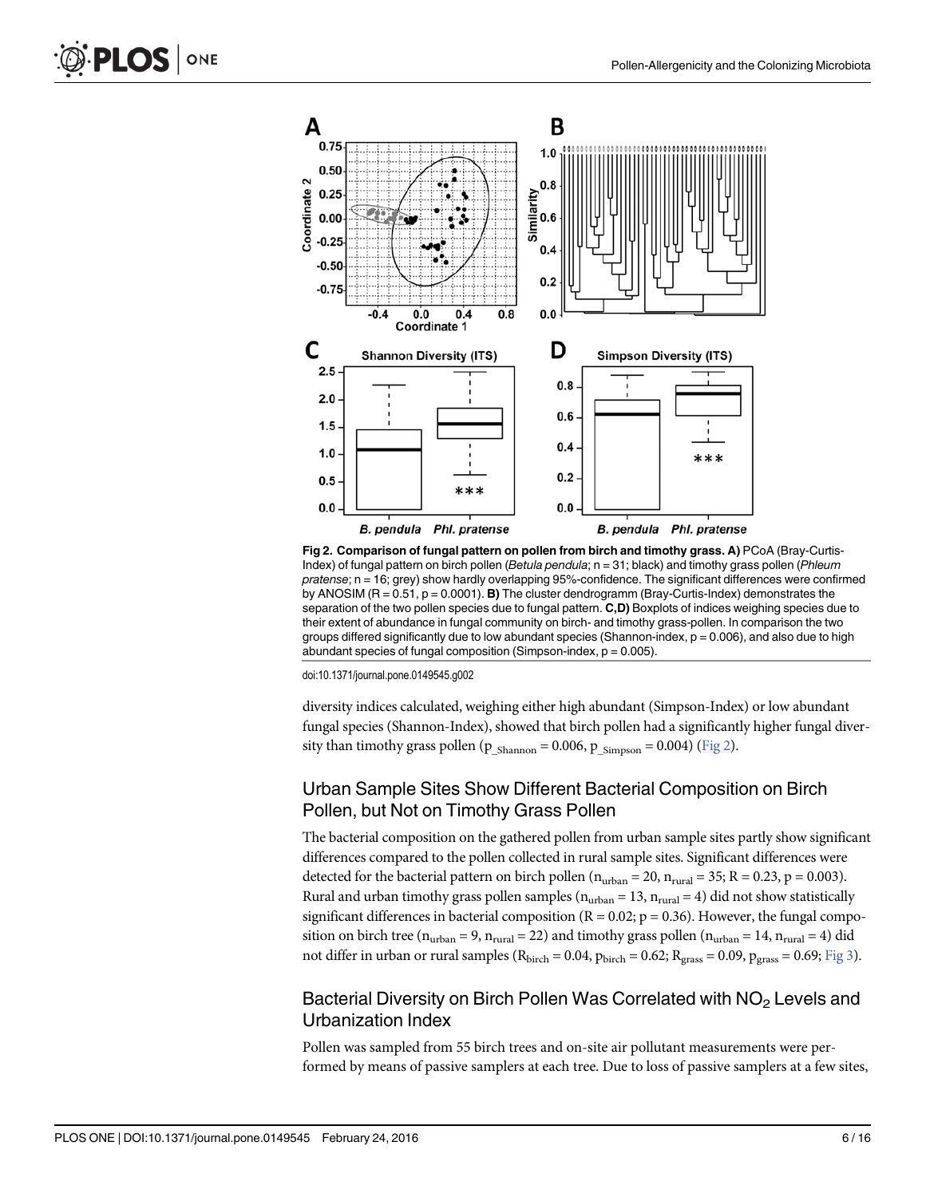Fig 2. Comparison of fungal pattern on pollen from birch and timothy grass. A) PCoA (Bray-Curtis-Index) of fungal pattern on birch pollen (*Betula pendula*; n = 31; black) and timothy grass pollen (*Phleum pratense*; n = 16; grey) show hardly overlapping 95%-confidence. The significant differences were confirmed by ANOSIM (R = 0.51, p = 0.0001). **B)** The cluster dendrogramm (Bray-Curtis-Index) demonstrates the separation of the two pollen species due to fungal pattern. **C,D)** Boxplots of indices weighing species due to their extent of abundance in fungal community on birch- and timothy grass-pollen. In comparison the two groups differed significantly due to low abundant species (Shannon-index, p = 0.006), and also due to high abundant species of fungal composition (Simpson-index, p = 0.005).

doi:10.1371/journal.pone.0149545.g002

diversity indices calculated, weighing either high abundant (Simpson-Index) or low abundant fungal species (Shannon-Index), showed that birch pollen had a significantly higher fungal diversity than timothy grass pollen ($p_{\_Shannon} = 0.006$, $p_{\_Simpson} = 0.004$) (Fig 2).

## Urban Sample Sites Show Different Bacterial Composition on Birch Pollen, but Not on Timothy Grass Pollen

The bacterial composition on the gathered pollen from urban sample sites partly show significant differences compared to the pollen collected in rural sample sites. Significant differences were detected for the bacterial pattern on birch pollen ($n_{urban} = 20$, $n_{rural} = 35$; R = 0.23, p = 0.003). Rural and urban timothy grass pollen samples ($n_{urban} = 13$, $n_{rural} = 4$) did not show statistically significant differences in bacterial composition (R = 0.02; p = 0.36). However, the fungal composition on birch tree ($n_{urban} = 9$, $n_{rural} = 22$) and timothy grass pollen ($n_{urban} = 14$, $n_{rural} = 4$) did not differ in urban or rural samples ($R_{birch} = 0.04$, $p_{birch} = 0.62$; $R_{grass} = 0.09$, $p_{grass} = 0.69$; Fig 3).

## Bacterial Diversity on Birch Pollen Was Correlated with $NO_2$ Levels and Urbanization Index

Pollen was sampled from 55 birch trees and on-site air pollutant measurements were performed by means of passive samplers at each tree. Due to loss of passive samplers at a few sites,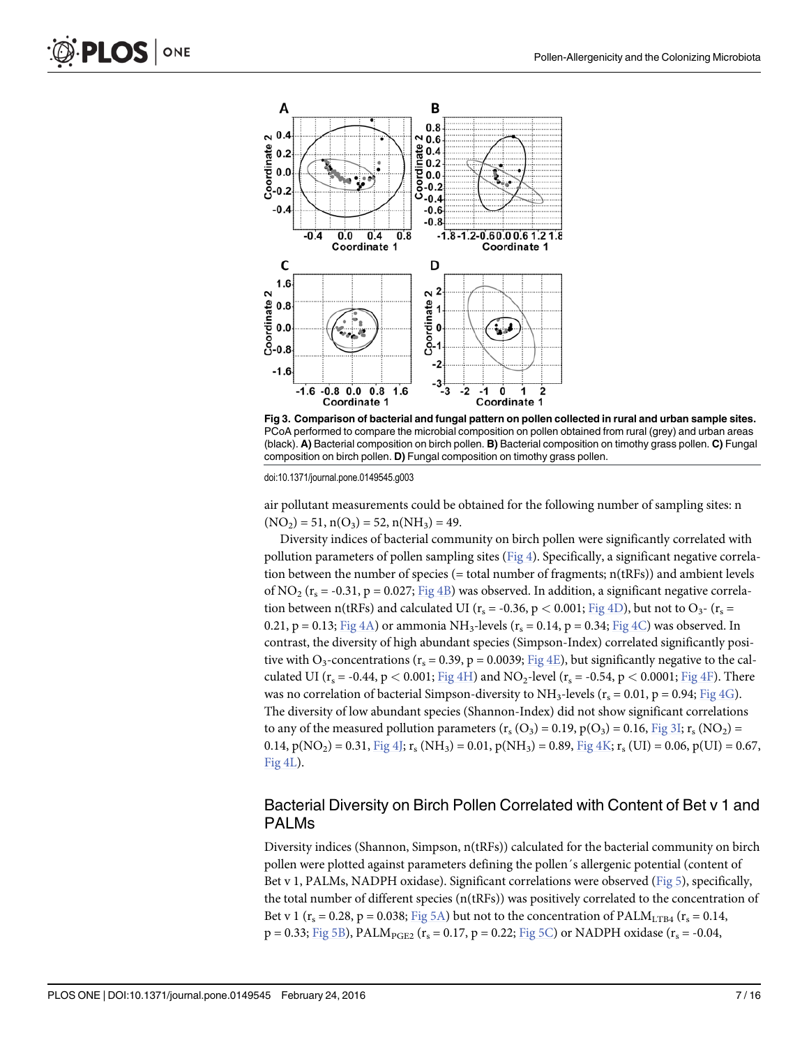Fig 3. Comparison of bacterial and fungal pattern on pollen collected in rural and urban sample sites. PCoA performed to compare the microbial composition on pollen obtained from rural (grey) and urban areas (black). **A)** Bacterial composition on birch pollen. **B)** Bacterial composition on timothy grass pollen. **C)** Fungal composition on birch pollen. **D)** Fungal composition on timothy grass pollen.

doi:10.1371/journal.pone.0149545.g003

air pollutant measurements could be obtained for the following number of sampling sites: n($NO_2$) = 51, n($O_3$) = 52, n($NH_3$) = 49.

Diversity indices of bacterial community on birch pollen were significantly correlated with pollution parameters of pollen sampling sites (Fig 4). Specifically, a significant negative correlation between the number of species (= total number of fragments; n(tRFs)) and ambient levels of $NO_2$ ($r_s$ = -0.31, p = 0.027; Fig 4B) was observed. In addition, a significant negative correlation between n(tRFs) and calculated UI ($r_s$ = -0.36, $p < 0.001$; Fig 4D), but not to $O_3$- ($r_s$ = 0.21, p = 0.13; Fig 4A) or ammonia $NH_3$-levels ($r_s$ = 0.14, p = 0.34; Fig 4C) was observed. In contrast, the diversity of high abundant species (Simpson-Index) correlated significantly positive with $O_3$-concentrations ($r_s$ = 0.39, p = 0.0039; Fig 4E), but significantly negative to the calculated UI ($r_s$ = -0.44, $p < 0.001$; Fig 4H) and $NO_2$-level ($r_s$ = -0.54, $p < 0.0001$; Fig 4F). There was no correlation of bacterial Simpson-diversity to $NH_3$-levels ($r_s$ = 0.01, p = 0.94; Fig 4G). The diversity of low abundant species (Shannon-Index) did not show significant correlations to any of the measured pollution parameters ($r_s$ ($O_3$) = 0.19, p($O_3$) = 0.16, Fig 3I; $r_s$ ($NO_2$) = 0.14, p($NO_2$) = 0.31, Fig 4J; $r_s$ ($NH_3$) = 0.01, p($NH_3$) = 0.89, Fig 4K; $r_s$ (UI) = 0.06, p(UI) = 0.67, Fig 4L).

## Bacterial Diversity on Birch Pollen Correlated with Content of Bet v 1 and PALMs

Diversity indices (Shannon, Simpson, n(tRFs)) calculated for the bacterial community on birch pollen were plotted against parameters defining the pollen´s allergenic potential (content of Bet v 1, PALMs, NADPH oxidase). Significant correlations were observed (Fig 5), specifically, the total number of different species (n(tRFs)) was positively correlated to the concentration of Bet v 1 ($r_s$ = 0.28, p = 0.038; Fig 5A) but not to the concentration of $PALM_{LTB4}$ ($r_s$ = 0.14, p = 0.33; Fig 5B), $PALM_{PGE2}$ ($r_s$ = 0.17, p = 0.22; Fig 5C) or NADPH oxidase ($r_s$ = -0.04,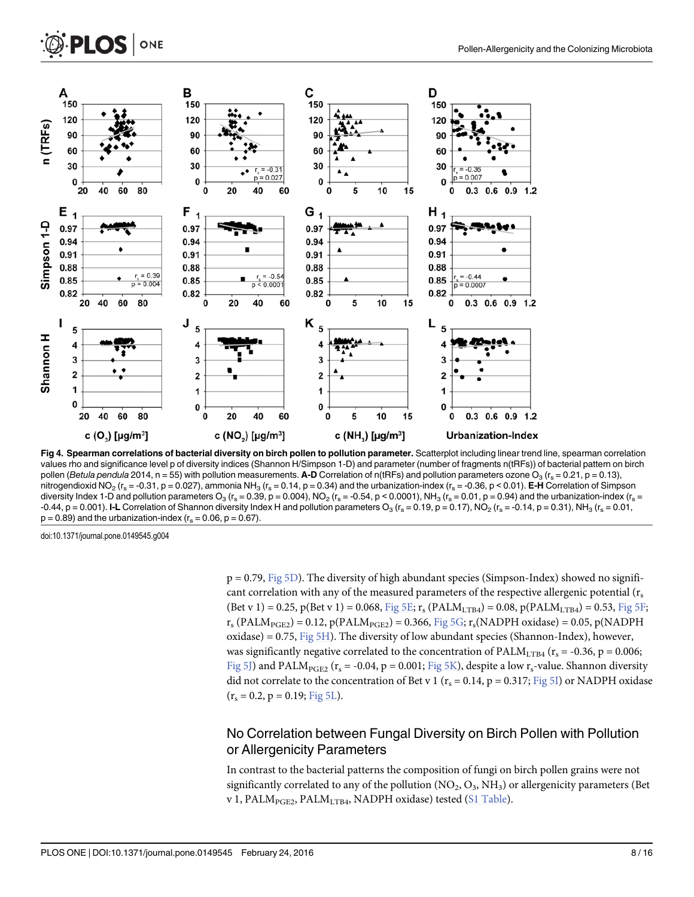**Fig 4. Spearman correlations of bacterial diversity on birch pollen to pollution parameter.** Scatterplot including linear trend line, spearman correlation values rho and significance level p of diversity indices (Shannon H/Simpson 1-D) and parameter (number of fragments n(tRFs)) of bacterial pattern on birch pollen (*Betula pendula* 2014, n = 55) with pollution measurements. **A-D** Correlation of n(tRFs) and pollution parameters ozone $O_3$ ($r_s = 0.21$, $p = 0.13$), nitrogendioxid $NO_2$ ($r_s = -0.31$, $p = 0.027$), ammonia $NH_3$ ($r_s = 0.14$, $p = 0.34$) and the urbanization-index ($r_s = -0.36$, $p < 0.01$). **E-H** Correlation of Simpson diversity Index 1-D and pollution parameters $O_3$ ($r_s = 0.39$, $p = 0.004$), $NO_2$ ($r_s = -0.54$, $p < 0.0001$), $NH_3$ ($r_s = 0.01$, $p = 0.94$) and the urbanization-index ($r_s = -0.44$, $p = 0.001$). **I-L** Correlation of Shannon diversity Index H and pollution parameters $O_3$ ($r_s = 0.19$, $p = 0.17$), $NO_2$ ($r_s = -0.14$, $p = 0.31$), $NH_3$ ($r_s = 0.01$, $p = 0.89$) and the urbanization-index ($r_s = 0.06$, $p = 0.67$).

doi:10.1371/journal.pone.0149545.g004

$p = 0.79$, Fig 5D). The diversity of high abundant species (Simpson-Index) showed no significant correlation with any of the measured parameters of the respective allergenic potential ($r_s$ (Bet v 1) = 0.25, p(Bet v 1) = 0.068, Fig 5E; $r_s$ ($PALM_{LTB4}$) = 0.08, p($PALM_{LTB4}$) = 0.53, Fig 5F; $r_s$ ($PALM_{PGE2}$) = 0.12, p($PALM_{PGE2}$) = 0.366, Fig 5G; $r_s$(NADPH oxidase) = 0.05, p(NADPH oxidase) = 0.75, Fig 5H). The diversity of low abundant species (Shannon-Index), however, was significantly negative correlated to the concentration of $PALM_{LTB4}$ ($r_s = -0.36$, $p = 0.006$; Fig 5J) and $PALM_{PGE2}$ ($r_s = -0.04$, $p = 0.001$; Fig 5K), despite a low $r_s$-value. Shannon diversity did not correlate to the concentration of Bet v 1 ($r_s = 0.14$, $p = 0.317$; Fig 5I) or NADPH oxidase ($r_s = 0.2$, $p = 0.19$; Fig 5L).

## No Correlation between Fungal Diversity on Birch Pollen with Pollution or Allergenicity Parameters

In contrast to the bacterial patterns the composition of fungi on birch pollen grains were not significantly correlated to any of the pollution ($NO_2$, $O_3$, $NH_3$) or allergenicity parameters (Bet v 1, $PALM_{PGE2}$, $PALM_{LTB4}$, NADPH oxidase) tested (S1 Table).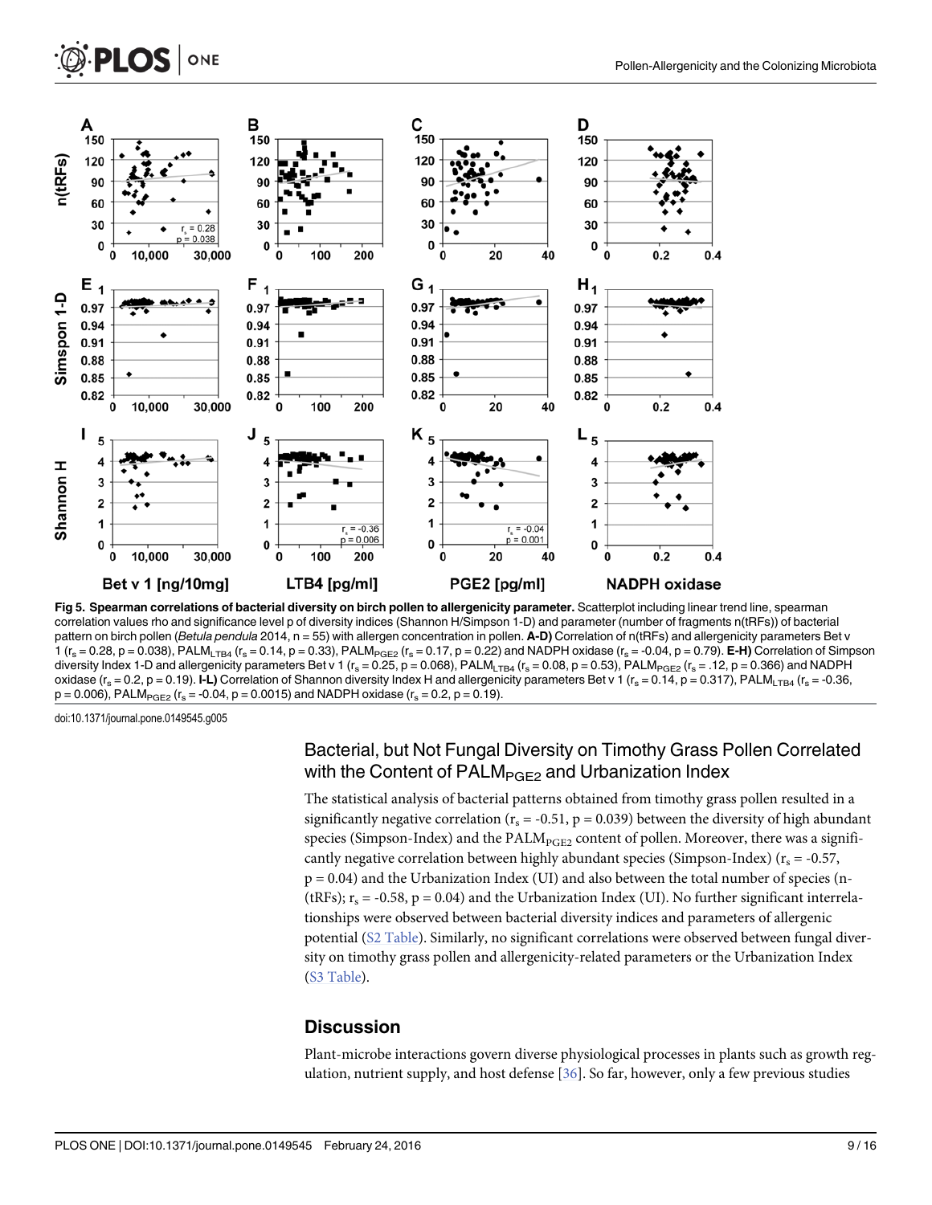**Fig 5. Spearman correlations of bacterial diversity on birch pollen to allergenicity parameter.** Scatterplot including linear trend line, spearman correlation values rho and significance level p of diversity indices (Shannon H/Simpson 1-D) and parameter (number of fragments n(tRFs)) of bacterial pattern on birch pollen (*Betula pendula* 2014, n = 55) with allergen concentration in pollen. **A-D)** Correlation of n(tRFs) and allergenicity parameters Bet v 1 ($r_s$ = 0.28, p = 0.038), $PALM_{LTB4}$ ($r_s$ = 0.14, p = 0.33), $PALM_{PGE2}$ ($r_s$ = 0.17, p = 0.22) and NADPH oxidase ($r_s$ = -0.04, p = 0.79). **E-H)** Correlation of Simpson diversity Index 1-D and allergenicity parameters Bet v 1 ($r_s$ = 0.25, p = 0.068), $PALM_{LTB4}$ ($r_s$ = 0.08, p = 0.53), $PALM_{PGE2}$ ($r_s$ = .12, p = 0.366) and NADPH oxidase ($r_s$ = 0.2, p = 0.19). **I-L)** Correlation of Shannon diversity Index H and allergenicity parameters Bet v 1 ($r_s$ = 0.14, p = 0.317), $PALM_{LTB4}$ ($r_s$ = -0.36, p = 0.006), $PALM_{PGE2}$ ($r_s$ = -0.04, p = 0.0015) and NADPH oxidase ($r_s$ = 0.2, p = 0.19).

doi:10.1371/journal.pone.0149545.g005

## Bacterial, but Not Fungal Diversity on Timothy Grass Pollen Correlated with the Content of $PALM_{PGE2}$ and Urbanization Index

The statistical analysis of bacterial patterns obtained from timothy grass pollen resulted in a significantly negative correlation ($r_s$ = -0.51, p = 0.039) between the diversity of high abundant species (Simpson-Index) and the $PALM_{PGE2}$ content of pollen. Moreover, there was a significantly negative correlation between highly abundant species (Simpson-Index) ($r_s$ = -0.57, p = 0.04) and the Urbanization Index (UI) and also between the total number of species (n-(tRFs); $r_s$ = -0.58, p = 0.04) and the Urbanization Index (UI). No further significant interrelationships were observed between bacterial diversity indices and parameters of allergenic potential (S2 Table). Similarly, no significant correlations were observed between fungal diversity on timothy grass pollen and allergenicity-related parameters or the Urbanization Index (S3 Table).

## Discussion

Plant-microbe interactions govern diverse physiological processes in plants such as growth regulation, nutrient supply, and host defense [36]. So far, however, only a few previous studies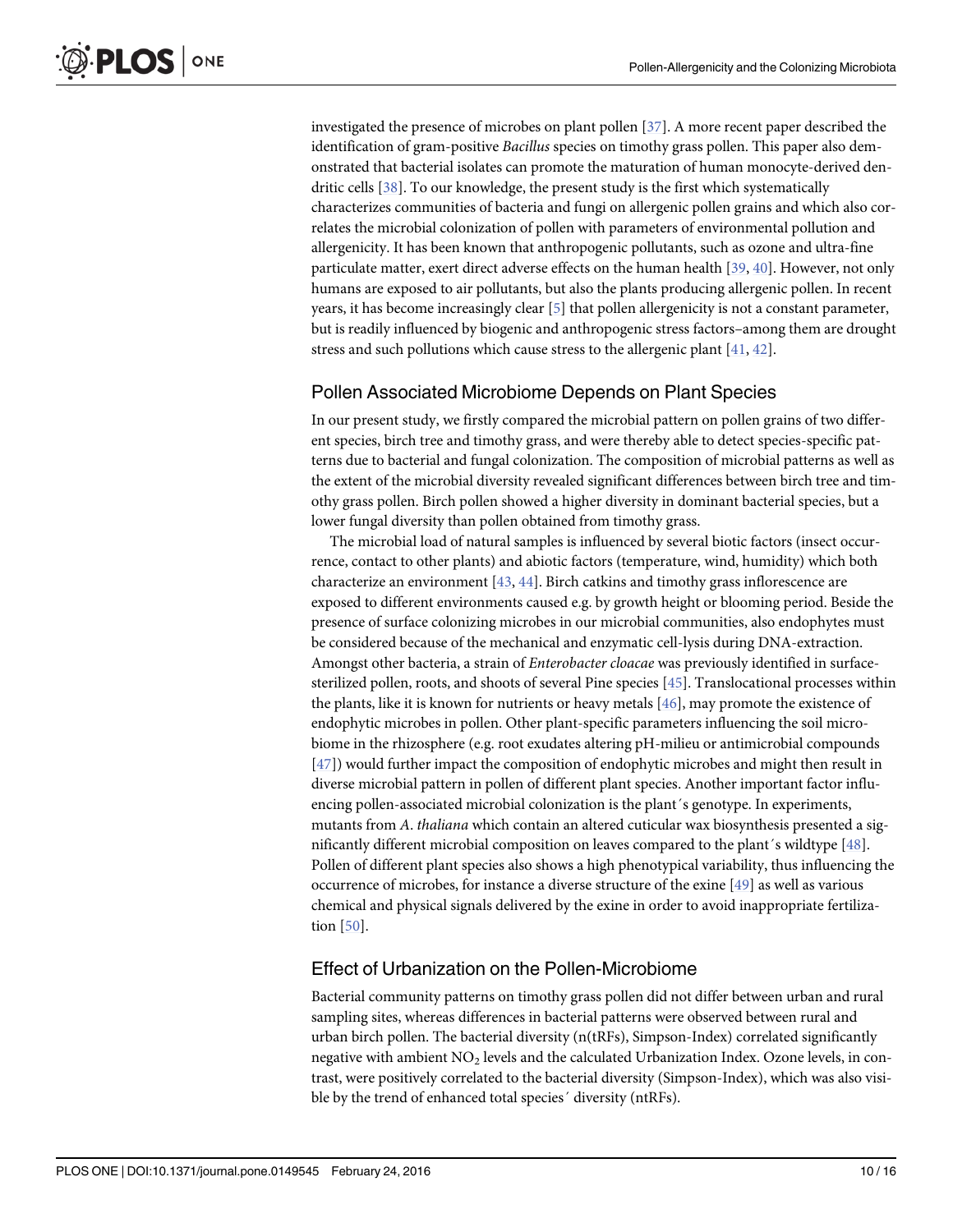investigated the presence of microbes on plant pollen [37]. A more recent paper described the identification of gram-positive *Bacillus* species on timothy grass pollen. This paper also demonstrated that bacterial isolates can promote the maturation of human monocyte-derived dendritic cells [38]. To our knowledge, the present study is the first which systematically characterizes communities of bacteria and fungi on allergenic pollen grains and which also correlates the microbial colonization of pollen with parameters of environmental pollution and allergenicity. It has been known that anthropogenic pollutants, such as ozone and ultra-fine particulate matter, exert direct adverse effects on the human health [39, 40]. However, not only humans are exposed to air pollutants, but also the plants producing allergenic pollen. In recent years, it has become increasingly clear [5] that pollen allergenicity is not a constant parameter, but is readily influenced by biogenic and anthropogenic stress factors–among them are drought stress and such pollutions which cause stress to the allergenic plant [41, 42].

## Pollen Associated Microbiome Depends on Plant Species

In our present study, we firstly compared the microbial pattern on pollen grains of two different species, birch tree and timothy grass, and were thereby able to detect species-specific patterns due to bacterial and fungal colonization. The composition of microbial patterns as well as the extent of the microbial diversity revealed significant differences between birch tree and timothy grass pollen. Birch pollen showed a higher diversity in dominant bacterial species, but a lower fungal diversity than pollen obtained from timothy grass.

The microbial load of natural samples is influenced by several biotic factors (insect occurrence, contact to other plants) and abiotic factors (temperature, wind, humidity) which both characterize an environment [43, 44]. Birch catkins and timothy grass inflorescence are exposed to different environments caused e.g. by growth height or blooming period. Beside the presence of surface colonizing microbes in our microbial communities, also endophytes must be considered because of the mechanical and enzymatic cell-lysis during DNA-extraction. Amongst other bacteria, a strain of *Enterobacter cloacae* was previously identified in surface-sterilized pollen, roots, and shoots of several Pine species [45]. Translocational processes within the plants, like it is known for nutrients or heavy metals [46], may promote the existence of endophytic microbes in pollen. Other plant-specific parameters influencing the soil microbiome in the rhizosphere (e.g. root exudates altering pH-milieu or antimicrobial compounds [47]) would further impact the composition of endophytic microbes and might then result in diverse microbial pattern in pollen of different plant species. Another important factor influencing pollen-associated microbial colonization is the plant´s genotype. In experiments, mutants from *A*. *thaliana* which contain an altered cuticular wax biosynthesis presented a significantly different microbial composition on leaves compared to the plant´s wildtype [48]. Pollen of different plant species also shows a high phenotypical variability, thus influencing the occurrence of microbes, for instance a diverse structure of the exine [49] as well as various chemical and physical signals delivered by the exine in order to avoid inappropriate fertilization [50].

## Effect of Urbanization on the Pollen-Microbiome

Bacterial community patterns on timothy grass pollen did not differ between urban and rural sampling sites, whereas differences in bacterial patterns were observed between rural and urban birch pollen. The bacterial diversity (n(tRFs), Simpson-Index) correlated significantly negative with ambient $NO_2$ levels and the calculated Urbanization Index. Ozone levels, in contrast, were positively correlated to the bacterial diversity (Simpson-Index), which was also visible by the trend of enhanced total species´ diversity (ntRFs).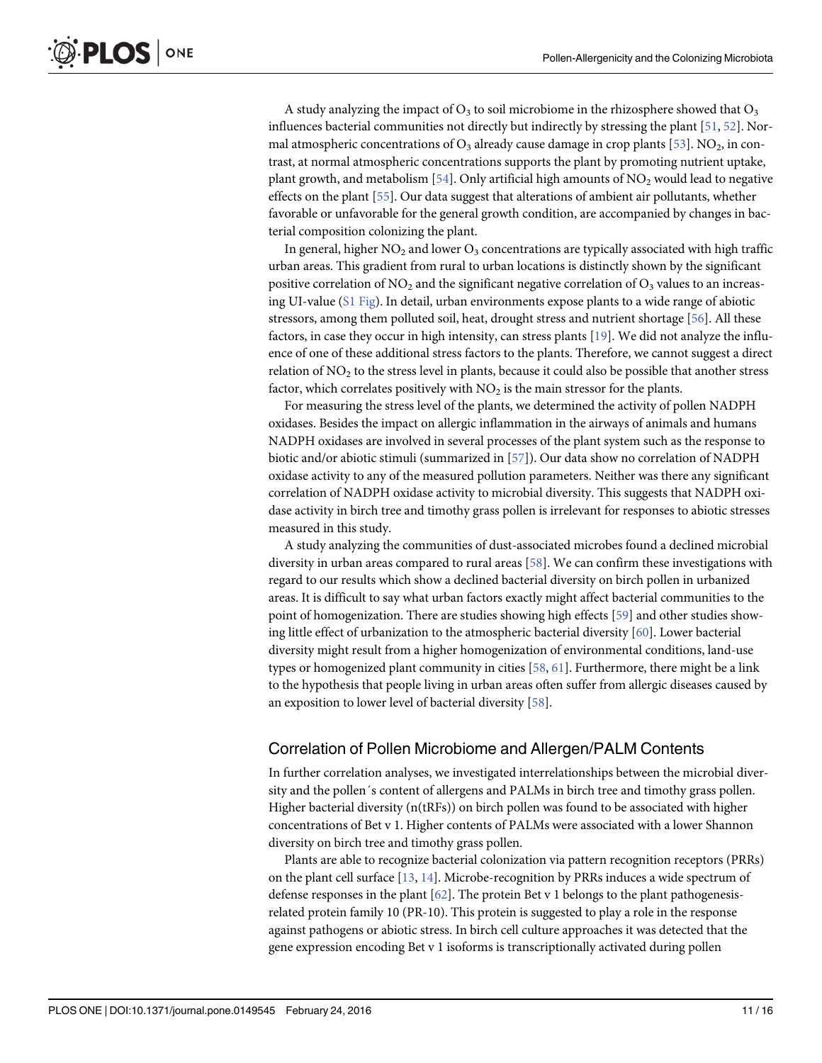A study analyzing the impact of $O_3$ to soil microbiome in the rhizosphere showed that $O_3$ influences bacterial communities not directly but indirectly by stressing the plant [51, 52]. Normal atmospheric concentrations of $O_3$ already cause damage in crop plants [53]. $NO_2$, in contrast, at normal atmospheric concentrations supports the plant by promoting nutrient uptake, plant growth, and metabolism [54]. Only artificial high amounts of $NO_2$ would lead to negative effects on the plant [55]. Our data suggest that alterations of ambient air pollutants, whether favorable or unfavorable for the general growth condition, are accompanied by changes in bacterial composition colonizing the plant.

In general, higher $NO_2$ and lower $O_3$ concentrations are typically associated with high traffic urban areas. This gradient from rural to urban locations is distinctly shown by the significant positive correlation of $NO_2$ and the significant negative correlation of $O_3$ values to an increasing UI-value (S1 Fig). In detail, urban environments expose plants to a wide range of abiotic stressors, among them polluted soil, heat, drought stress and nutrient shortage [56]. All these factors, in case they occur in high intensity, can stress plants [19]. We did not analyze the influence of one of these additional stress factors to the plants. Therefore, we cannot suggest a direct relation of $NO_2$ to the stress level in plants, because it could also be possible that another stress factor, which correlates positively with $NO_2$ is the main stressor for the plants.

For measuring the stress level of the plants, we determined the activity of pollen NADPH oxidases. Besides the impact on allergic inflammation in the airways of animals and humans NADPH oxidases are involved in several processes of the plant system such as the response to biotic and/or abiotic stimuli (summarized in [57]). Our data show no correlation of NADPH oxidase activity to any of the measured pollution parameters. Neither was there any significant correlation of NADPH oxidase activity to microbial diversity. This suggests that NADPH oxidase activity in birch tree and timothy grass pollen is irrelevant for responses to abiotic stresses measured in this study.

A study analyzing the communities of dust-associated microbes found a declined microbial diversity in urban areas compared to rural areas [58]. We can confirm these investigations with regard to our results which show a declined bacterial diversity on birch pollen in urbanized areas. It is difficult to say what urban factors exactly might affect bacterial communities to the point of homogenization. There are studies showing high effects [59] and other studies showing little effect of urbanization to the atmospheric bacterial diversity [60]. Lower bacterial diversity might result from a higher homogenization of environmental conditions, land-use types or homogenized plant community in cities [58, 61]. Furthermore, there might be a link to the hypothesis that people living in urban areas often suffer from allergic diseases caused by an exposition to lower level of bacterial diversity [58].

## Correlation of Pollen Microbiome and Allergen/PALM Contents

In further correlation analyses, we investigated interrelationships between the microbial diversity and the pollen´s content of allergens and PALMs in birch tree and timothy grass pollen. Higher bacterial diversity (n(tRFs)) on birch pollen was found to be associated with higher concentrations of Bet v 1. Higher contents of PALMs were associated with a lower Shannon diversity on birch tree and timothy grass pollen.

Plants are able to recognize bacterial colonization via pattern recognition receptors (PRRs) on the plant cell surface [13, 14]. Microbe-recognition by PRRs induces a wide spectrum of defense responses in the plant [62]. The protein Bet v 1 belongs to the plant pathogenesis-related protein family 10 (PR-10). This protein is suggested to play a role in the response against pathogens or abiotic stress. In birch cell culture approaches it was detected that the gene expression encoding Bet v 1 isoforms is transcriptionally activated during pollen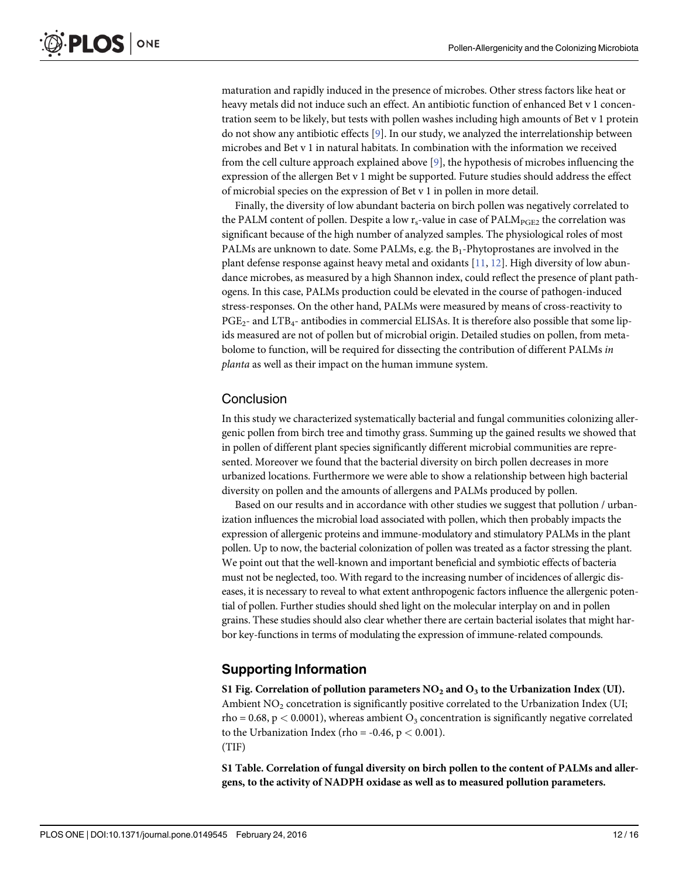maturation and rapidly induced in the presence of microbes. Other stress factors like heat or heavy metals did not induce such an effect. An antibiotic function of enhanced Bet v 1 concentration seem to be likely, but tests with pollen washes including high amounts of Bet v 1 protein do not show any antibiotic effects [9]. In our study, we analyzed the interrelationship between microbes and Bet v 1 in natural habitats. In combination with the information we received from the cell culture approach explained above [9], the hypothesis of microbes influencing the expression of the allergen Bet v 1 might be supported. Future studies should address the effect of microbial species on the expression of Bet v 1 in pollen in more detail.

Finally, the diversity of low abundant bacteria on birch pollen was negatively correlated to the PALM content of pollen. Despite a low $r_s$-value in case of $PALM_{PGE2}$ the correlation was significant because of the high number of analyzed samples. The physiological roles of most PALMs are unknown to date. Some PALMs, e.g. the $B_1$-Phytoprostanes are involved in the plant defense response against heavy metal and oxidants [11, 12]. High diversity of low abundance microbes, as measured by a high Shannon index, could reflect the presence of plant pathogens. In this case, PALMs production could be elevated in the course of pathogen-induced stress-responses. On the other hand, PALMs were measured by means of cross-reactivity to $PGE_2$- and $LTB_4$- antibodies in commercial ELISAs. It is therefore also possible that some lipids measured are not of pollen but of microbial origin. Detailed studies on pollen, from metabolome to function, will be required for dissecting the contribution of different PALMs *in planta* as well as their impact on the human immune system.

## Conclusion

In this study we characterized systematically bacterial and fungal communities colonizing allergenic pollen from birch tree and timothy grass. Summing up the gained results we showed that in pollen of different plant species significantly different microbial communities are represented. Moreover we found that the bacterial diversity on birch pollen decreases in more urbanized locations. Furthermore we were able to show a relationship between high bacterial diversity on pollen and the amounts of allergens and PALMs produced by pollen.

Based on our results and in accordance with other studies we suggest that pollution / urbanization influences the microbial load associated with pollen, which then probably impacts the expression of allergenic proteins and immune-modulatory and stimulatory PALMs in the plant pollen. Up to now, the bacterial colonization of pollen was treated as a factor stressing the plant. We point out that the well-known and important beneficial and symbiotic effects of bacteria must not be neglected, too. With regard to the increasing number of incidences of allergic diseases, it is necessary to reveal to what extent anthropogenic factors influence the allergenic potential of pollen. Further studies should shed light on the molecular interplay on and in pollen grains. These studies should also clear whether there are certain bacterial isolates that might harbor key-functions in terms of modulating the expression of immune-related compounds.

## Supporting Information

**S1 Fig. Correlation of pollution parameters $NO_2$ and $O_3$ to the Urbanization Index (UI).** Ambient $NO_2$ concetration is significantly positive correlated to the Urbanization Index (UI; rho = 0.68, $p < 0.0001$), whereas ambient $O_3$ concentration is significantly negative correlated to the Urbanization Index (rho = -0.46, $p < 0.001$).
(TIF)

**S1 Table. Correlation of fungal diversity on birch pollen to the content of PALMs and allergens, to the activity of NADPH oxidase as well as to measured pollution parameters.**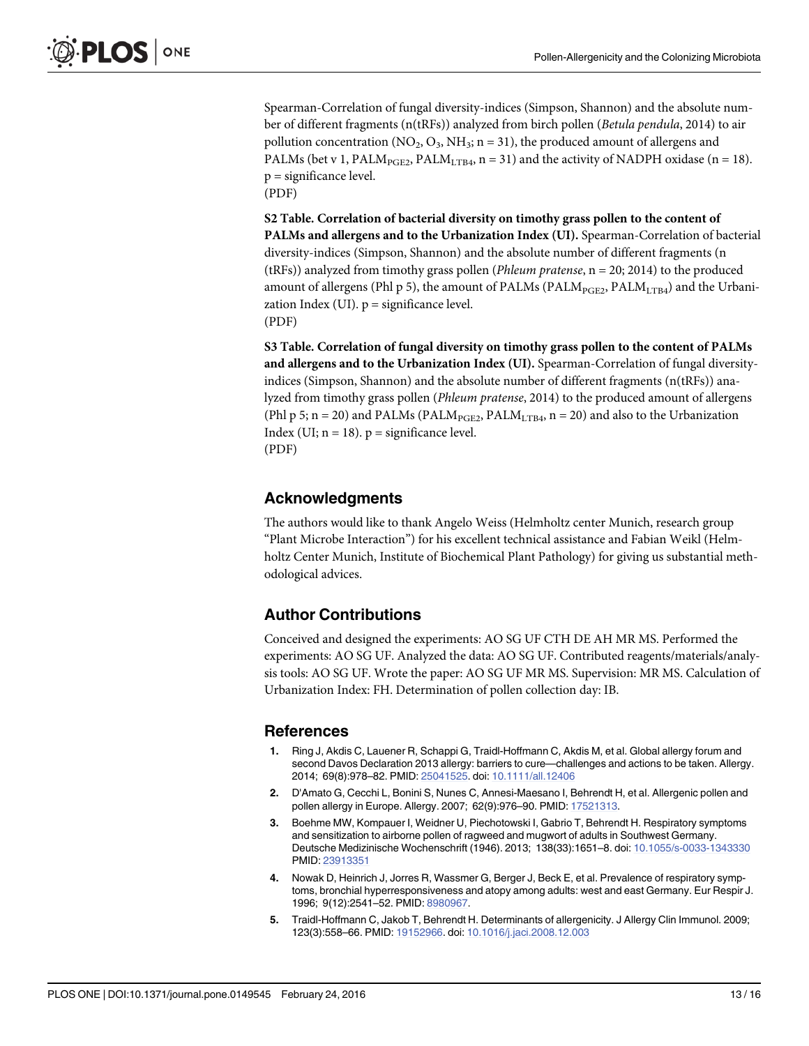Spearman-Correlation of fungal diversity-indices (Simpson, Shannon) and the absolute number of different fragments (n(tRFs)) analyzed from birch pollen (*Betula pendula*, 2014) to air pollution concentration ($NO_2$, $O_3$, $NH_3$; n = 31), the produced amount of allergens and PALMs (bet v 1, $PALM_{PGE2}$, $PALM_{LTB4}$, n = 31) and the activity of NADPH oxidase (n = 18). p = significance level.
(PDF)

**S2 Table. Correlation of bacterial diversity on timothy grass pollen to the content of PALMs and allergens and to the Urbanization Index (UI).** Spearman-Correlation of bacterial diversity-indices (Simpson, Shannon) and the absolute number of different fragments (n (tRFs)) analyzed from timothy grass pollen (*Phleum pratense*, n = 20; 2014) to the produced amount of allergens (Phl p 5), the amount of PALMs ($PALM_{PGE2}$, $PALM_{LTB4}$) and the Urbanization Index (UI). p = significance level.
(PDF)

**S3 Table. Correlation of fungal diversity on timothy grass pollen to the content of PALMs and allergens and to the Urbanization Index (UI).** Spearman-Correlation of fungal diversity-indices (Simpson, Shannon) and the absolute number of different fragments (n(tRFs)) analyzed from timothy grass pollen (*Phleum pratense*, 2014) to the produced amount of allergens (Phl p 5; n = 20) and PALMs ($PALM_{PGE2}$, $PALM_{LTB4}$, n = 20) and also to the Urbanization Index (UI; n = 18). p = significance level.
(PDF)

## Acknowledgments

The authors would like to thank Angelo Weiss (Helmholtz center Munich, research group "Plant Microbe Interaction") for his excellent technical assistance and Fabian Weikl (Helmholtz Center Munich, Institute of Biochemical Plant Pathology) for giving us substantial methodological advices.

## Author Contributions

Conceived and designed the experiments: AO SG UF CTH DE AH MR MS. Performed the experiments: AO SG UF. Analyzed the data: AO SG UF. Contributed reagents/materials/analysis tools: AO SG UF. Wrote the paper: AO SG UF MR MS. Supervision: MR MS. Calculation of Urbanization Index: FH. Determination of pollen collection day: IB.

## References

1. Ring J, Akdis C, Lauener R, Schappi G, Traidl-Hoffmann C, Akdis M, et al. Global allergy forum and second Davos Declaration 2013 allergy: barriers to cure—challenges and actions to be taken. Allergy. 2014; 69(8):978–82. PMID: 25041525. doi: 10.1111/all.12406
2. D'Amato G, Cecchi L, Bonini S, Nunes C, Annesi-Maesano I, Behrendt H, et al. Allergenic pollen and pollen allergy in Europe. Allergy. 2007; 62(9):976–90. PMID: 17521313.
3. Boehme MW, Kompauer I, Weidner U, Piechotowski I, Gabrio T, Behrendt H. Respiratory symptoms and sensitization to airborne pollen of ragweed and mugwort of adults in Southwest Germany. Deutsche Medizinische Wochenschrift (1946). 2013; 138(33):1651–8. doi: 10.1055/s-0033-1343330 PMID: 23913351
4. Nowak D, Heinrich J, Jorres R, Wassmer G, Berger J, Beck E, et al. Prevalence of respiratory symptoms, bronchial hyperresponsiveness and atopy among adults: west and east Germany. Eur Respir J. 1996; 9(12):2541–52. PMID: 8980967.
5. Traidl-Hoffmann C, Jakob T, Behrendt H. Determinants of allergenicity. J Allergy Clin Immunol. 2009; 123(3):558–66. PMID: 19152966. doi: 10.1016/j.jaci.2008.12.003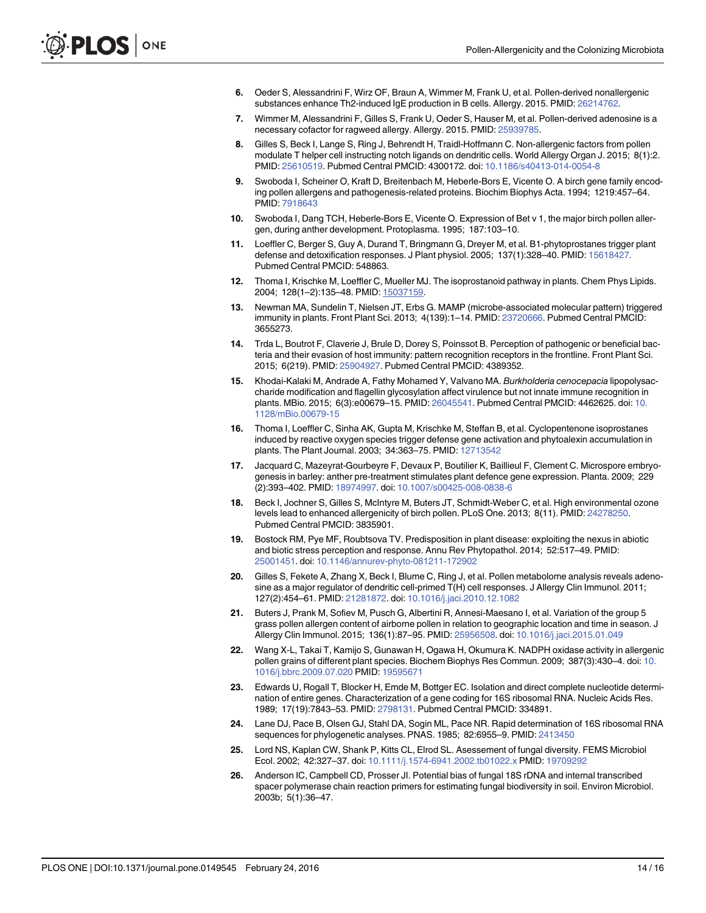6. Oeder S, Alessandrini F, Wirz OF, Braun A, Wimmer M, Frank U, et al. Pollen-derived nonallergenic substances enhance Th2-induced IgE production in B cells. Allergy. 2015. PMID: 26214762.
7. Wimmer M, Alessandrini F, Gilles S, Frank U, Oeder S, Hauser M, et al. Pollen-derived adenosine is a necessary cofactor for ragweed allergy. Allergy. 2015. PMID: 25939785.
8. Gilles S, Beck I, Lange S, Ring J, Behrendt H, Traidl-Hoffmann C. Non-allergenic factors from pollen modulate T helper cell instructing notch ligands on dendritic cells. World Allergy Organ J. 2015; 8(1):2. PMID: 25610519. Pubmed Central PMCID: 4300172. doi: 10.1186/s40413-014-0054-8
9. Swoboda I, Scheiner O, Kraft D, Breitenbach M, Heberle-Bors E, Vicente O. A birch gene family encoding pollen allergens and pathogenesis-related proteins. Biochim Biophys Acta. 1994; 1219:457–64. PMID: 7918643
10. Swoboda I, Dang TCH, Heberle-Bors E, Vicente O. Expression of Bet v 1, the major birch pollen allergen, during anther development. Protoplasma. 1995; 187:103–10.
11. Loeffler C, Berger S, Guy A, Durand T, Bringmann G, Dreyer M, et al. B1-phytoprostanes trigger plant defense and detoxification responses. J Plant physiol. 2005; 137(1):328–40. PMID: 15618427. Pubmed Central PMCID: 548863.
12. Thoma I, Krischke M, Loeffler C, Mueller MJ. The isoprostanoid pathway in plants. Chem Phys Lipids. 2004; 128(1–2):135–48. PMID: 15037159.
13. Newman MA, Sundelin T, Nielsen JT, Erbs G. MAMP (microbe-associated molecular pattern) triggered immunity in plants. Front Plant Sci. 2013; 4(139):1–14. PMID: 23720666. Pubmed Central PMCID: 3655273.
14. Trda L, Boutrot F, Claverie J, Brule D, Dorey S, Poinssot B. Perception of pathogenic or beneficial bacteria and their evasion of host immunity: pattern recognition receptors in the frontline. Front Plant Sci. 2015; 6(219). PMID: 25904927. Pubmed Central PMCID: 4389352.
15. Khodai-Kalaki M, Andrade A, Fathy Mohamed Y, Valvano MA. *Burkholderia cenocepacia* lipopolysaccharide modification and flagellin glycosylation affect virulence but not innate immune recognition in plants. MBio. 2015; 6(3):e00679–15. PMID: 26045541. Pubmed Central PMCID: 4462625. doi: 10.1128/mBio.00679-15
16. Thoma I, Loeffler C, Sinha AK, Gupta M, Krischke M, Steffan B, et al. Cyclopentenone isoprostanes induced by reactive oxygen species trigger defense gene activation and phytoalexin accumulation in plants. The Plant Journal. 2003; 34:363–75. PMID: 12713542
17. Jacquard C, Mazeyrat-Gourbeyre F, Devaux P, Boutilier K, Baillieul F, Clement C. Microspore embryogenesis in barley: anther pre-treatment stimulates plant defence gene expression. Planta. 2009; 229(2):393–402. PMID: 18974997. doi: 10.1007/s00425-008-0838-6
18. Beck I, Jochner S, Gilles S, McIntyre M, Buters JT, Schmidt-Weber C, et al. High environmental ozone levels lead to enhanced allergenicity of birch pollen. PLoS One. 2013; 8(11). PMID: 24278250. Pubmed Central PMCID: 3835901.
19. Bostock RM, Pye MF, Roubtsova TV. Predisposition in plant disease: exploiting the nexus in abiotic and biotic stress perception and response. Annu Rev Phytopathol. 2014; 52:517–49. PMID: 25001451. doi: 10.1146/annurev-phyto-081211-172902
20. Gilles S, Fekete A, Zhang X, Beck I, Blume C, Ring J, et al. Pollen metabolome analysis reveals adenosine as a major regulator of dendritic cell-primed T(H) cell responses. J Allergy Clin Immunol. 2011; 127(2):454–61. PMID: 21281872. doi: 10.1016/j.jaci.2010.12.1082
21. Buters J, Prank M, Sofiev M, Pusch G, Albertini R, Annesi-Maesano I, et al. Variation of the group 5 grass pollen allergen content of airborne pollen in relation to geographic location and time in season. J Allergy Clin Immunol. 2015; 136(1):87–95. PMID: 25956508. doi: 10.1016/j.jaci.2015.01.049
22. Wang X-L, Takai T, Kamijo S, Gunawan H, Ogawa H, Okumura K. NADPH oxidase activity in allergenic pollen grains of different plant species. Biochem Biophys Res Commun. 2009; 387(3):430–4. doi: 10.1016/j.bbrc.2009.07.020 PMID: 19595671
23. Edwards U, Rogall T, Blocker H, Emde M, Bottger EC. Isolation and direct complete nucleotide determination of entire genes. Characterization of a gene coding for 16S ribosomal RNA. Nucleic Acids Res. 1989; 17(19):7843–53. PMID: 2798131. Pubmed Central PMCID: 334891.
24. Lane DJ, Pace B, Olsen GJ, Stahl DA, Sogin ML, Pace NR. Rapid determination of 16S ribosomal RNA sequences for phylogenetic analyses. PNAS. 1985; 82:6955–9. PMID: 2413450
25. Lord NS, Kaplan CW, Shank P, Kitts CL, Elrod SL. Asessement of fungal diversity. FEMS Microbiol Ecol. 2002; 42:327–37. doi: 10.1111/j.1574-6941.2002.tb01022.x PMID: 19709292
26. Anderson IC, Campbell CD, Prosser JI. Potential bias of fungal 18S rDNA and internal transcribed spacer polymerase chain reaction primers for estimating fungal biodiversity in soil. Environ Microbiol. 2003b; 5(1):36–47.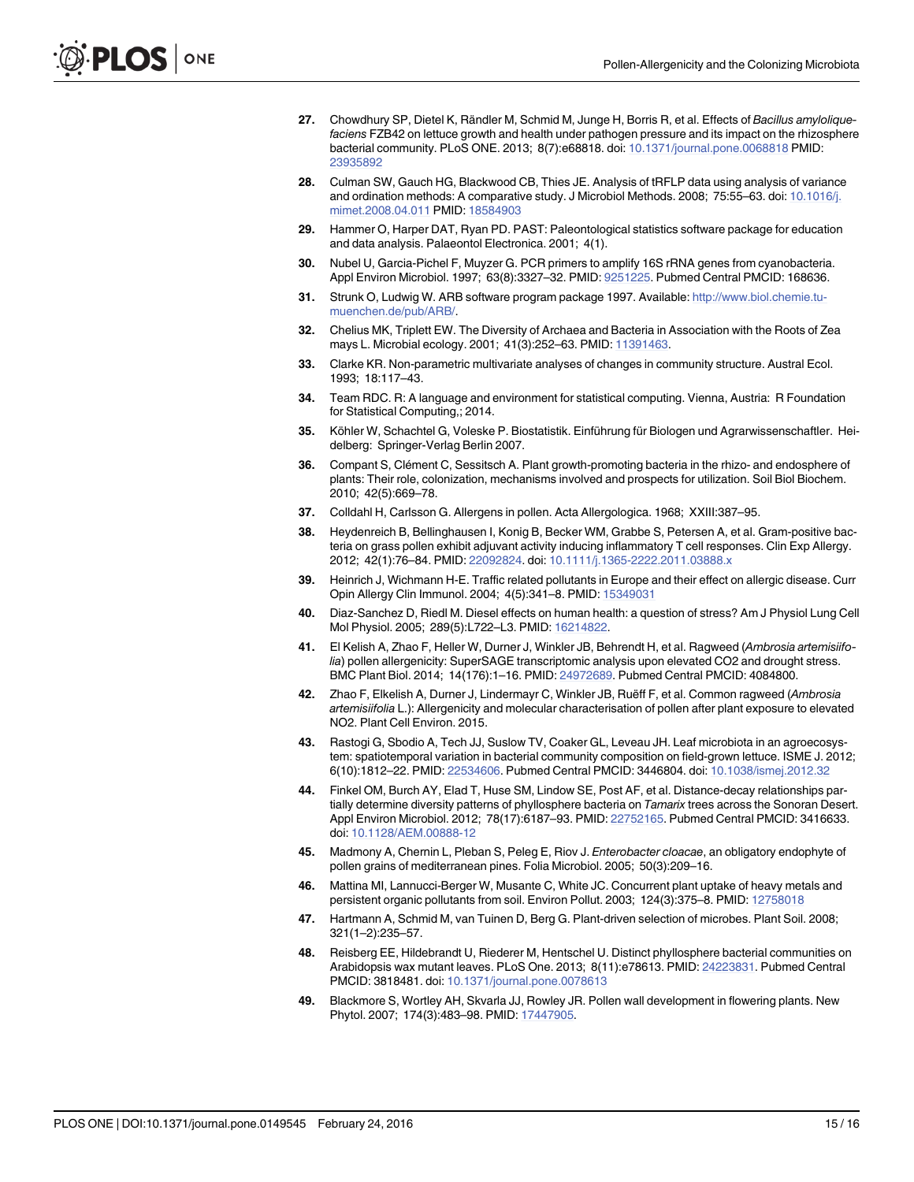27. Chowdhury SP, Dietel K, Rändler M, Schmid M, Junge H, Borris R, et al. Effects of *Bacillus amyloliquefaciens* FZB42 on lettuce growth and health under pathogen pressure and its impact on the rhizosphere bacterial community. PLoS ONE. 2013; 8(7):e68818. doi: 10.1371/journal.pone.0068818 PMID: 23935892

28. Culman SW, Gauch HG, Blackwood CB, Thies JE. Analysis of tRFLP data using analysis of variance and ordination methods: A comparative study. J Microbiol Methods. 2008; 75:55–63. doi: 10.1016/j.mimet.2008.04.011 PMID: 18584903

29. Hammer O, Harper DAT, Ryan PD. PAST: Paleontological statistics software package for education and data analysis. Palaeontol Electronica. 2001; 4(1).

30. Nubel U, Garcia-Pichel F, Muyzer G. PCR primers to amplify 16S rRNA genes from cyanobacteria. Appl Environ Microbiol. 1997; 63(8):3327–32. PMID: 9251225. Pubmed Central PMCID: 168636.

31. Strunk O, Ludwig W. ARB software program package 1997. Available: http://www.biol.chemie.tu-muenchen.de/pub/ARB/.

32. Chelius MK, Triplett EW. The Diversity of Archaea and Bacteria in Association with the Roots of Zea mays L. Microbial ecology. 2001; 41(3):252–63. PMID: 11391463.

33. Clarke KR. Non-parametric multivariate analyses of changes in community structure. Austral Ecol. 1993; 18:117–43.

34. Team RDC. R: A language and environment for statistical computing. Vienna, Austria: R Foundation for Statistical Computing,; 2014.

35. Köhler W, Schachtel G, Voleske P. Biostatistik. Einführung für Biologen und Agrarwissenschaftler. Heidelberg: Springer-Verlag Berlin 2007.

36. Compant S, Clément C, Sessitsch A. Plant growth-promoting bacteria in the rhizo- and endosphere of plants: Their role, colonization, mechanisms involved and prospects for utilization. Soil Biol Biochem. 2010; 42(5):669–78.

37. Colldahl H, Carlsson G. Allergens in pollen. Acta Allergologica. 1968; XXIII:387–95.

38. Heydenreich B, Bellinghausen I, Konig B, Becker WM, Grabbe S, Petersen A, et al. Gram-positive bacteria on grass pollen exhibit adjuvant activity inducing inflammatory T cell responses. Clin Exp Allergy. 2012; 42(1):76–84. PMID: 22092824. doi: 10.1111/j.1365-2222.2011.03888.x

39. Heinrich J, Wichmann H-E. Traffic related pollutants in Europe and their effect on allergic disease. Curr Opin Allergy Clin Immunol. 2004; 4(5):341–8. PMID: 15349031

40. Diaz-Sanchez D, Riedl M. Diesel effects on human health: a question of stress? Am J Physiol Lung Cell Mol Physiol. 2005; 289(5):L722–L3. PMID: 16214822.

41. El Kelish A, Zhao F, Heller W, Durner J, Winkler JB, Behrendt H, et al. Ragweed (*Ambrosia artemisiifolia*) pollen allergenicity: SuperSAGE transcriptomic analysis upon elevated CO2 and drought stress. BMC Plant Biol. 2014; 14(176):1–16. PMID: 24972689. Pubmed Central PMCID: 4084800.

42. Zhao F, Elkelish A, Durner J, Lindermayr C, Winkler JB, Ruëff F, et al. Common ragweed (*Ambrosia artemisiifolia* L.): Allergenicity and molecular characterisation of pollen after plant exposure to elevated NO2. Plant Cell Environ. 2015.

43. Rastogi G, Sbodio A, Tech JJ, Suslow TV, Coaker GL, Leveau JH. Leaf microbiota in an agroecosystem: spatiotemporal variation in bacterial community composition on field-grown lettuce. ISME J. 2012; 6(10):1812–22. PMID: 22534606. Pubmed Central PMCID: 3446804. doi: 10.1038/ismej.2012.32

44. Finkel OM, Burch AY, Elad T, Huse SM, Lindow SE, Post AF, et al. Distance-decay relationships partially determine diversity patterns of phyllosphere bacteria on *Tamarix* trees across the Sonoran Desert. Appl Environ Microbiol. 2012; 78(17):6187–93. PMID: 22752165. Pubmed Central PMCID: 3416633. doi: 10.1128/AEM.00888-12

45. Madmony A, Chernin L, Pleban S, Peleg E, Riov J. *Enterobacter cloacae*, an obligatory endophyte of pollen grains of mediterranean pines. Folia Microbiol. 2005; 50(3):209–16.

46. Mattina MI, Lannucci-Berger W, Musante C, White JC. Concurrent plant uptake of heavy metals and persistent organic pollutants from soil. Environ Pollut. 2003; 124(3):375–8. PMID: 12758018

47. Hartmann A, Schmid M, van Tuinen D, Berg G. Plant-driven selection of microbes. Plant Soil. 2008; 321(1–2):235–57.

48. Reisberg EE, Hildebrandt U, Riederer M, Hentschel U. Distinct phyllosphere bacterial communities on Arabidopsis wax mutant leaves. PLoS One. 2013; 8(11):e78613. PMID: 24223831. Pubmed Central PMCID: 3818481. doi: 10.1371/journal.pone.0078613

49. Blackmore S, Wortley AH, Skvarla JJ, Rowley JR. Pollen wall development in flowering plants. New Phytol. 2007; 174(3):483–98. PMID: 17447905.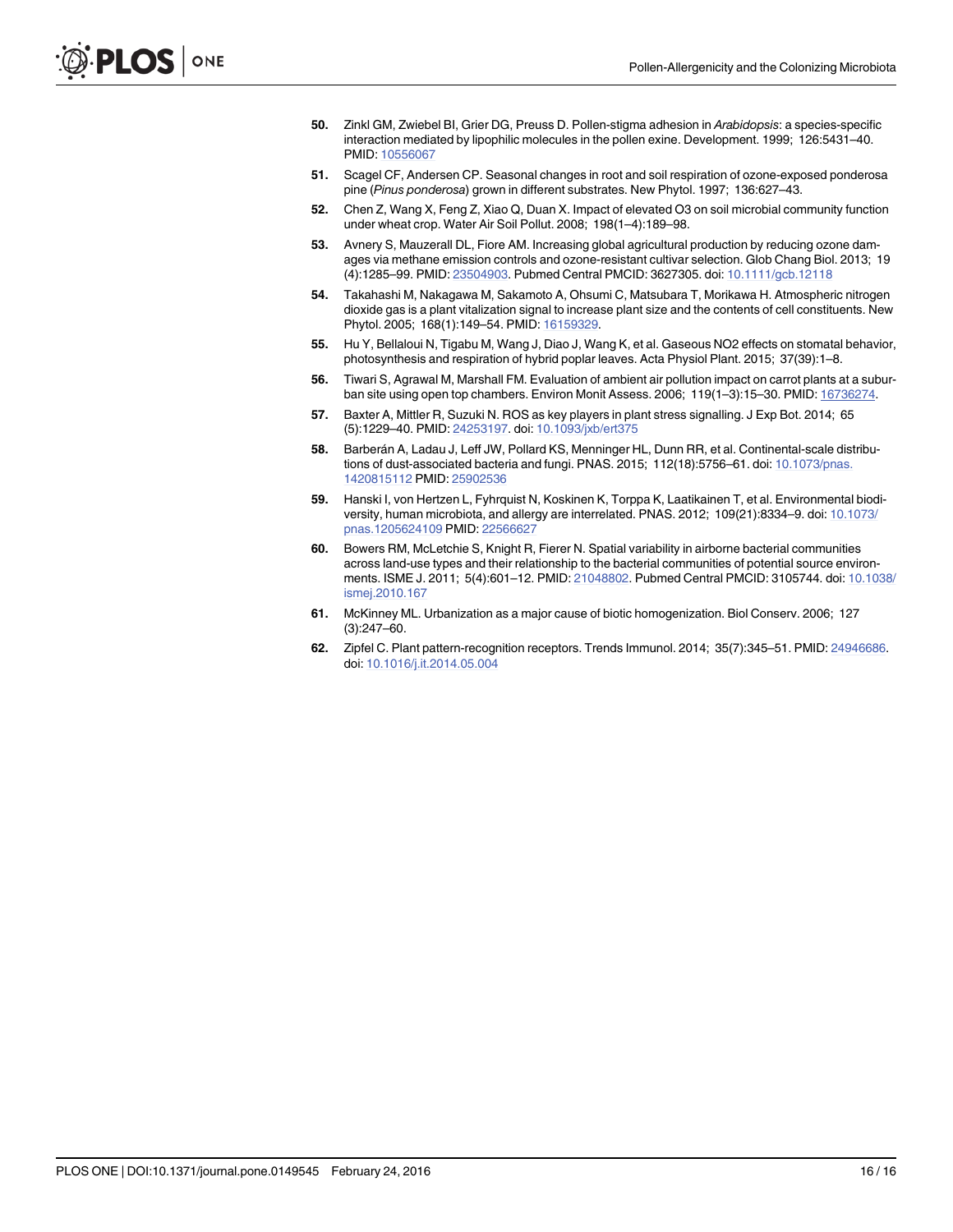50. Zinkl GM, Zwiebel BI, Grier DG, Preuss D. Pollen-stigma adhesion in *Arabidopsis*: a species-specific interaction mediated by lipophilic molecules in the pollen exine. Development. 1999; 126:5431–40. PMID: 10556067

51. Scagel CF, Andersen CP. Seasonal changes in root and soil respiration of ozone-exposed ponderosa pine (*Pinus ponderosa*) grown in different substrates. New Phytol. 1997; 136:627–43.

52. Chen Z, Wang X, Feng Z, Xiao Q, Duan X. Impact of elevated O3 on soil microbial community function under wheat crop. Water Air Soil Pollut. 2008; 198(1–4):189–98.

53. Avnery S, Mauzerall DL, Fiore AM. Increasing global agricultural production by reducing ozone damages via methane emission controls and ozone-resistant cultivar selection. Glob Chang Biol. 2013; 19 (4):1285–99. PMID: 23504903. Pubmed Central PMCID: 3627305. doi: 10.1111/gcb.12118

54. Takahashi M, Nakagawa M, Sakamoto A, Ohsumi C, Matsubara T, Morikawa H. Atmospheric nitrogen dioxide gas is a plant vitalization signal to increase plant size and the contents of cell constituents. New Phytol. 2005; 168(1):149–54. PMID: 16159329.

55. Hu Y, Bellaloui N, Tigabu M, Wang J, Diao J, Wang K, et al. Gaseous NO2 effects on stomatal behavior, photosynthesis and respiration of hybrid poplar leaves. Acta Physiol Plant. 2015; 37(39):1–8.

56. Tiwari S, Agrawal M, Marshall FM. Evaluation of ambient air pollution impact on carrot plants at a suburban site using open top chambers. Environ Monit Assess. 2006; 119(1–3):15–30. PMID: 16736274.

57. Baxter A, Mittler R, Suzuki N. ROS as key players in plant stress signalling. J Exp Bot. 2014; 65 (5):1229–40. PMID: 24253197. doi: 10.1093/jxb/ert375

58. Barberán A, Ladau J, Leff JW, Pollard KS, Menninger HL, Dunn RR, et al. Continental-scale distributions of dust-associated bacteria and fungi. PNAS. 2015; 112(18):5756–61. doi: 10.1073/pnas.1420815112 PMID: 25902536

59. Hanski I, von Hertzen L, Fyhrquist N, Koskinen K, Torppa K, Laatikainen T, et al. Environmental biodiversity, human microbiota, and allergy are interrelated. PNAS. 2012; 109(21):8334–9. doi: 10.1073/pnas.1205624109 PMID: 22566627

60. Bowers RM, McLetchie S, Knight R, Fierer N. Spatial variability in airborne bacterial communities across land-use types and their relationship to the bacterial communities of potential source environments. ISME J. 2011; 5(4):601–12. PMID: 21048802. Pubmed Central PMCID: 3105744. doi: 10.1038/ismej.2010.167

61. McKinney ML. Urbanization as a major cause of biotic homogenization. Biol Conserv. 2006; 127 (3):247–60.

62. Zipfel C. Plant pattern-recognition receptors. Trends Immunol. 2014; 35(7):345–51. PMID: 24946686. doi: 10.1016/j.it.2014.05.004